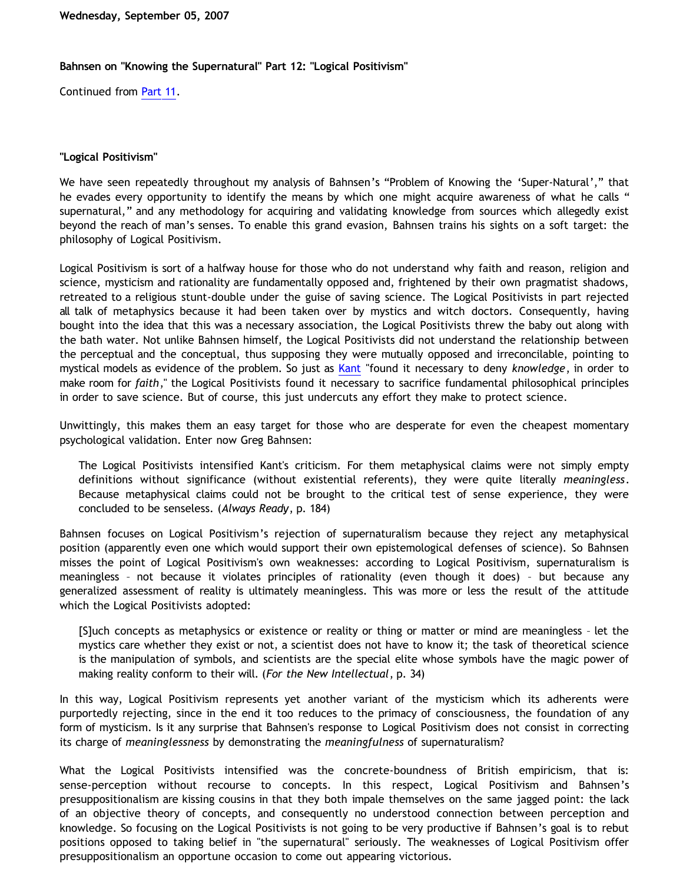Wednesday, September 05, 2007

**Bahnsen on "Knowing the Supernatural" Part 12: "Logical Positivism"**

Continued from Part 11.

**"Logical Positivism"**

We have seen repeatedly throughout my analysis of Bahnsen's "Problem of Knowing the 'Super-Natural'," that he evades every opportunity to identify the means by which one might acquire awareness of what he calls " supernatural," and any methodology for acquiring and validating knowledge from sources which allegedly exist beyond the reach of man's senses. To enable this grand evasion, Bahnsen trains his sights on a soft target: the philosophy of Logical Positivism.

Logical Positivism is sort of a halfway house for those who do not understand why faith and reason, religion and science, mysticism and rationality are fundamentally opposed and, frightened by their own pragmatist shadows, retreated to a religious stunt-double under the guise of saving science. The Logical Positivists in part rejected all talk of metaphysics because it had been taken over by mystics and witch doctors. Consequently, having bought into the idea that this was a necessary association, the Logical Positivists threw the baby out along with the bath water. Not unlike Bahnsen himself, the Logical Positivists did not understand the relationship between the perceptual and the conceptual, thus supposing they were mutually opposed and irreconcilable, pointing to mystical models as evidence of the problem. So just as Kant "found it necessary to deny *knowledge*, in order to make room for *faith*," the Logical Positivists found it necessary to sacrifice fundamental philosophical principles in order to save science. But of course, this just undercuts any effort they make to protect science.

Unwittingly, this makes them an easy target for those who are desperate for even the cheapest momentary psychological validation. Enter now Greg Bahnsen:

> The Logical Positivists intensified Kant's criticism. For them metaphysical claims were not simply empty definitions without significance (without existential referents), they were quite literally *meaningless*. Because metaphysical claims could not be brought to the critical test of sense experience, they were concluded to be senseless. (*Always Ready*, p. 184)

Bahnsen focuses on Logical Positivism's rejection of supernaturalism because they reject any metaphysical position (apparently even one which would support their own epistemological defenses of science). So Bahnsen misses the point of Logical Positivism's own weaknesses: according to Logical Positivism, supernaturalism is meaningless – not because it violates principles of rationality (even though it does) – but because any generalized assessment of reality is ultimately meaningless. This was more or less the result of the attitude which the Logical Positivists adopted:

> [S]uch concepts as metaphysics or existence or reality or thing or matter or mind are meaningless – let the mystics care whether they exist or not, a scientist does not have to know it; the task of theoretical science is the manipulation of symbols, and scientists are the special elite whose symbols have the magic power of making reality conform to their will. (*For the New Intellectual*, p. 34)

In this way, Logical Positivism represents yet another variant of the mysticism which its adherents were purportedly rejecting, since in the end it too reduces to the primacy of consciousness, the foundation of any form of mysticism. Is it any surprise that Bahnsen's response to Logical Positivism does not consist in correcting its charge of *meaninglessness* by demonstrating the *meaningfulness* of supernaturalism?

What the Logical Positivists intensified was the concrete-boundness of British empiricism, that is: sense-perception without recourse to concepts. In this respect, Logical Positivism and Bahnsen's presuppositionalism are kissing cousins in that they both impale themselves on the same jagged point: the lack of an objective theory of concepts, and consequently no understood connection between perception and knowledge. So focusing on the Logical Positivists is not going to be very productive if Bahnsen's goal is to rebut positions opposed to taking belief in "the supernatural" seriously. The weaknesses of Logical Positivism offer presuppositionalism an opportune occasion to come out appearing victorious.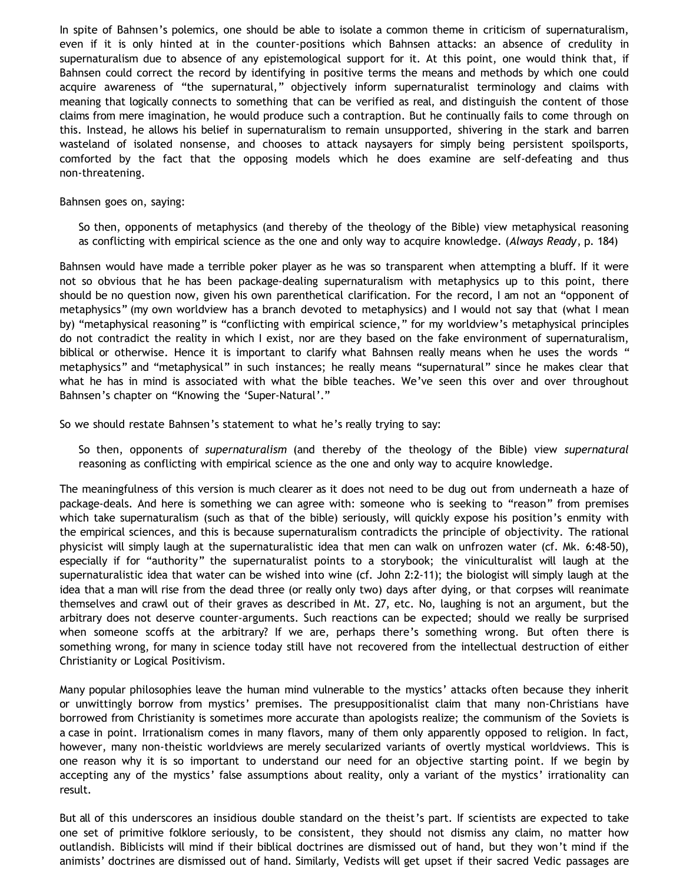In spite of Bahnsen's polemics, one should be able to isolate a common theme in criticism of supernaturalism, even if it is only hinted at in the counter-positions which Bahnsen attacks: an absence of credulity in supernaturalism due to absence of any epistemological support for it. At this point, one would think that, if Bahnsen could correct the record by identifying in positive terms the means and methods by which one could acquire awareness of "the supernatural," objectively inform supernaturalist terminology and claims with meaning that logically connects to something that can be verified as real, and distinguish the content of those claims from mere imagination, he would produce such a contraption. But he continually fails to come through on this. Instead, he allows his belief in supernaturalism to remain unsupported, shivering in the stark and barren wasteland of isolated nonsense, and chooses to attack naysayers for simply being persistent spoilsports, comforted by the fact that the opposing models which he does examine are self-defeating and thus non-threatening.

Bahnsen goes on, saying:

> So then, opponents of metaphysics (and thereby of the theology of the Bible) view metaphysical reasoning as conflicting with empirical science as the one and only way to acquire knowledge. (*Always Ready*, p. 184)

Bahnsen would have made a terrible poker player as he was so transparent when attempting a bluff. If it were not so obvious that he has been package-dealing supernaturalism with metaphysics up to this point, there should be no question now, given his own parenthetical clarification. For the record, I am not an "opponent of metaphysics" (my own worldview has a branch devoted to metaphysics) and I would not say that (what I mean by) "metaphysical reasoning" is "conflicting with empirical science," for my worldview's metaphysical principles do not contradict the reality in which I exist, nor are they based on the fake environment of supernaturalism, biblical or otherwise. Hence it is important to clarify what Bahnsen really means when he uses the words "metaphysics" and "metaphysical" in such instances; he really means "supernatural" since he makes clear that what he has in mind is associated with what the bible teaches. We've seen this over and over throughout Bahnsen's chapter on "Knowing the 'Super-Natural'."

So we should restate Bahnsen's statement to what he's really trying to say:

> So then, opponents of *supernaturalism* (and thereby of the theology of the Bible) view *supernatural* reasoning as conflicting with empirical science as the one and only way to acquire knowledge.

The meaningfulness of this version is much clearer as it does not need to be dug out from underneath a haze of package-deals. And here is something we can agree with: someone who is seeking to "reason" from premises which take supernaturalism (such as that of the bible) seriously, will quickly expose his position's enmity with the empirical sciences, and this is because supernaturalism contradicts the principle of objectivity. The rational physicist will simply laugh at the supernaturalistic idea that men can walk on unfrozen water (cf. Mk. 6:48-50), especially if for "authority" the supernaturalist points to a storybook; the viniculturalist will laugh at the supernaturalistic idea that water can be wished into wine (cf. John 2:2-11); the biologist will simply laugh at the idea that a man will rise from the dead three (or really only two) days after dying, or that corpses will reanimate themselves and crawl out of their graves as described in Mt. 27, etc. No, laughing is not an argument, but the arbitrary does not deserve counter-arguments. Such reactions can be expected; should we really be surprised when someone scoffs at the arbitrary? If we are, perhaps there's something wrong. But often there is something wrong, for many in science today still have not recovered from the intellectual destruction of either Christianity or Logical Positivism.

Many popular philosophies leave the human mind vulnerable to the mystics' attacks often because they inherit or unwittingly borrow from mystics' premises. The presuppositionalist claim that many non-Christians have borrowed from Christianity is sometimes more accurate than apologists realize; the communism of the Soviets is a case in point. Irrationalism comes in many flavors, many of them only apparently opposed to religion. In fact, however, many non-theistic worldviews are merely secularized variants of overtly mystical worldviews. This is one reason why it is so important to understand our need for an objective starting point. If we begin by accepting any of the mystics' false assumptions about reality, only a variant of the mystics' irrationality can result.

But all of this underscores an insidious double standard on the theist's part. If scientists are expected to take one set of primitive folklore seriously, to be consistent, they should not dismiss any claim, no matter how outlandish. Biblicists will mind if their biblical doctrines are dismissed out of hand, but they won't mind if the animists' doctrines are dismissed out of hand. Similarly, Vedists will get upset if their sacred Vedic passages are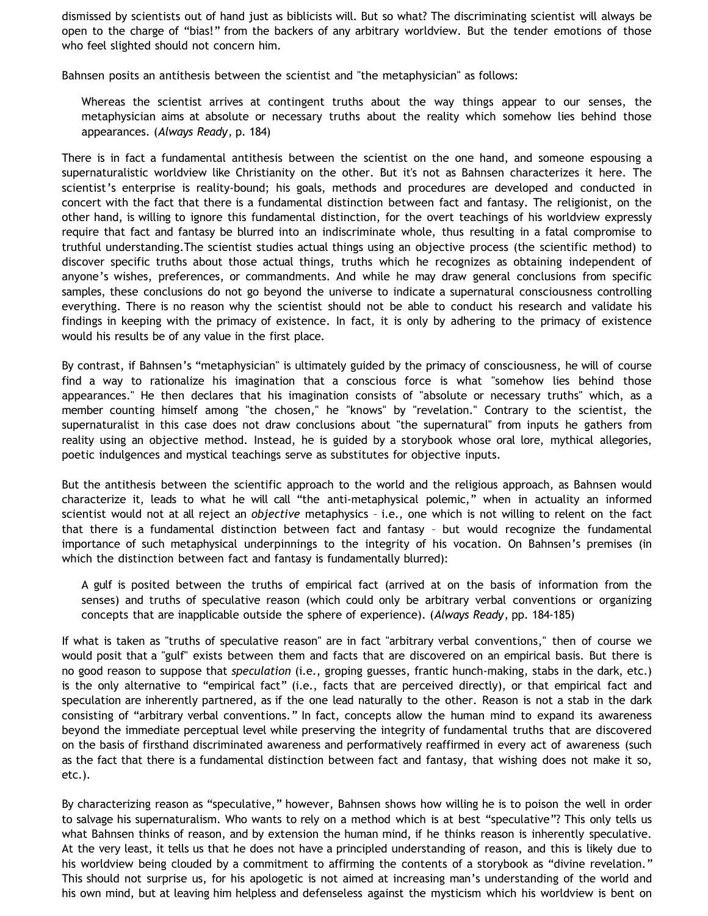dismissed by scientists out of hand just as biblicists will. But so what? The discriminating scientist will always be open to the charge of "bias!" from the backers of any arbitrary worldview. But the tender emotions of those who feel slighted should not concern him.

Bahnsen posits an antithesis between the scientist and "the metaphysician" as follows:

> Whereas the scientist arrives at contingent truths about the way things appear to our senses, the metaphysician aims at absolute or necessary truths about the reality which somehow lies behind those appearances. (*Always Ready*, p. 184)

There is in fact a fundamental antithesis between the scientist on the one hand, and someone espousing a supernaturalistic worldview like Christianity on the other. But it's not as Bahnsen characterizes it here. The scientist's enterprise is reality-bound; his goals, methods and procedures are developed and conducted in concert with the fact that there is a fundamental distinction between fact and fantasy. The religionist, on the other hand, is willing to ignore this fundamental distinction, for the overt teachings of his worldview expressly require that fact and fantasy be blurred into an indiscriminate whole, thus resulting in a fatal compromise to truthful understanding.The scientist studies actual things using an objective process (the scientific method) to discover specific truths about those actual things, truths which he recognizes as obtaining independent of anyone's wishes, preferences, or commandments. And while he may draw general conclusions from specific samples, these conclusions do not go beyond the universe to indicate a supernatural consciousness controlling everything. There is no reason why the scientist should not be able to conduct his research and validate his findings in keeping with the primacy of existence. In fact, it is only by adhering to the primacy of existence would his results be of any value in the first place.

By contrast, if Bahnsen's "metaphysician" is ultimately guided by the primacy of consciousness, he will of course find a way to rationalize his imagination that a conscious force is what "somehow lies behind those appearances." He then declares that his imagination consists of "absolute or necessary truths" which, as a member counting himself among "the chosen," he "knows" by "revelation." Contrary to the scientist, the supernaturalist in this case does not draw conclusions about "the supernatural" from inputs he gathers from reality using an objective method. Instead, he is guided by a storybook whose oral lore, mythical allegories, poetic indulgences and mystical teachings serve as substitutes for objective inputs.

But the antithesis between the scientific approach to the world and the religious approach, as Bahnsen would characterize it, leads to what he will call "the anti-metaphysical polemic," when in actuality an informed scientist would not at all reject an *objective* metaphysics – i.e., one which is not willing to relent on the fact that there is a fundamental distinction between fact and fantasy – but would recognize the fundamental importance of such metaphysical underpinnings to the integrity of his vocation. On Bahnsen's premises (in which the distinction between fact and fantasy is fundamentally blurred):

> A gulf is posited between the truths of empirical fact (arrived at on the basis of information from the senses) and truths of speculative reason (which could only be arbitrary verbal conventions or organizing concepts that are inapplicable outside the sphere of experience). (*Always Ready*, pp. 184-185)

If what is taken as "truths of speculative reason" are in fact "arbitrary verbal conventions," then of course we would posit that a "gulf" exists between them and facts that are discovered on an empirical basis. But there is no good reason to suppose that *speculation* (i.e., groping guesses, frantic hunch-making, stabs in the dark, etc.) is the only alternative to "empirical fact" (i.e., facts that are perceived directly), or that empirical fact and speculation are inherently partnered, as if the one lead naturally to the other. Reason is not a stab in the dark consisting of "arbitrary verbal conventions." In fact, concepts allow the human mind to expand its awareness beyond the immediate perceptual level while preserving the integrity of fundamental truths that are discovered on the basis of firsthand discriminated awareness and performatively reaffirmed in every act of awareness (such as the fact that there is a fundamental distinction between fact and fantasy, that wishing does not make it so, etc.).

By characterizing reason as "speculative," however, Bahnsen shows how willing he is to poison the well in order to salvage his supernaturalism. Who wants to rely on a method which is at best "speculative"? This only tells us what Bahnsen thinks of reason, and by extension the human mind, if he thinks reason is inherently speculative. At the very least, it tells us that he does not have a principled understanding of reason, and this is likely due to his worldview being clouded by a commitment to affirming the contents of a storybook as "divine revelation." This should not surprise us, for his apologetic is not aimed at increasing man's understanding of the world and his own mind, but at leaving him helpless and defenseless against the mysticism which his worldview is bent on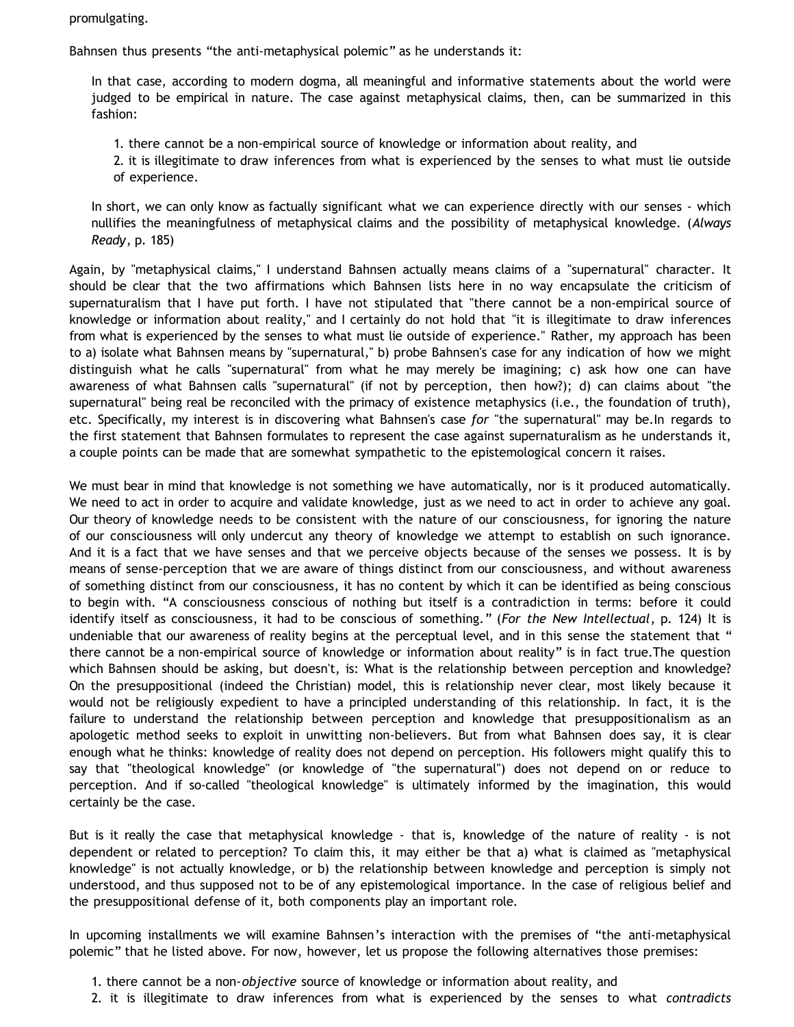promulgating.

Bahnsen thus presents “the anti-metaphysical polemic” as he understands it:

> In that case, according to modern dogma, all meaningful and informative statements about the world were judged to be empirical in nature. The case against metaphysical claims, then, can be summarized in this fashion:
>
> 1. there cannot be a non-empirical source of knowledge or information about reality, and
> 2. it is illegitimate to draw inferences from what is experienced by the senses to what must lie outside of experience.
>
> In short, we can only know as factually significant what we can experience directly with our senses - which nullifies the meaningfulness of metaphysical claims and the possibility of metaphysical knowledge. (*Always Ready*, p. 185)

Again, by "metaphysical claims," I understand Bahnsen actually means claims of a "supernatural" character. It should be clear that the two affirmations which Bahnsen lists here in no way encapsulate the criticism of supernaturalism that I have put forth. I have not stipulated that "there cannot be a non-empirical source of knowledge or information about reality," and I certainly do not hold that "it is illegitimate to draw inferences from what is experienced by the senses to what must lie outside of experience." Rather, my approach has been to a) isolate what Bahnsen means by "supernatural," b) probe Bahnsen's case for any indication of how we might distinguish what he calls "supernatural" from what he may merely be imagining; c) ask how one can have awareness of what Bahnsen calls "supernatural" (if not by perception, then how?); d) can claims about "the supernatural" being real be reconciled with the primacy of existence metaphysics (i.e., the foundation of truth), etc. Specifically, my interest is in discovering what Bahnsen's case *for* "the supernatural" may be.In regards to the first statement that Bahnsen formulates to represent the case against supernaturalism as he understands it, a couple points can be made that are somewhat sympathetic to the epistemological concern it raises.

We must bear in mind that knowledge is not something we have automatically, nor is it produced automatically. We need to act in order to acquire and validate knowledge, just as we need to act in order to achieve any goal. Our theory of knowledge needs to be consistent with the nature of our consciousness, for ignoring the nature of our consciousness will only undercut any theory of knowledge we attempt to establish on such ignorance. And it is a fact that we have senses and that we perceive objects because of the senses we possess. It is by means of sense-perception that we are aware of things distinct from our consciousness, and without awareness of something distinct from our consciousness, it has no content by which it can be identified as being conscious to begin with. “A consciousness conscious of nothing but itself is a contradiction in terms: before it could identify itself as consciousness, it had to be conscious of something.” (*For the New Intellectual*, p. 124) It is undeniable that our awareness of reality begins at the perceptual level, and in this sense the statement that “ there cannot be a non-empirical source of knowledge or information about reality” is in fact true.The question which Bahnsen should be asking, but doesn't, is: What is the relationship between perception and knowledge? On the presuppositional (indeed the Christian) model, this is relationship never clear, most likely because it would not be religiously expedient to have a principled understanding of this relationship. In fact, it is the failure to understand the relationship between perception and knowledge that presuppositionalism as an apologetic method seeks to exploit in unwitting non-believers. But from what Bahnsen does say, it is clear enough what he thinks: knowledge of reality does not depend on perception. His followers might qualify this to say that "theological knowledge" (or knowledge of "the supernatural") does not depend on or reduce to perception. And if so-called "theological knowledge" is ultimately informed by the imagination, this would certainly be the case.

But is it really the case that metaphysical knowledge - that is, knowledge of the nature of reality - is not dependent or related to perception? To claim this, it may either be that a) what is claimed as "metaphysical knowledge" is not actually knowledge, or b) the relationship between knowledge and perception is simply not understood, and thus supposed not to be of any epistemological importance. In the case of religious belief and the presuppositional defense of it, both components play an important role.

In upcoming installments we will examine Bahnsen’s interaction with the premises of “the anti-metaphysical polemic” that he listed above. For now, however, let us propose the following alternatives those premises:

1. there cannot be a non-*objective* source of knowledge or information about reality, and
2. it is illegitimate to draw inferences from what is experienced by the senses to what *contradicts*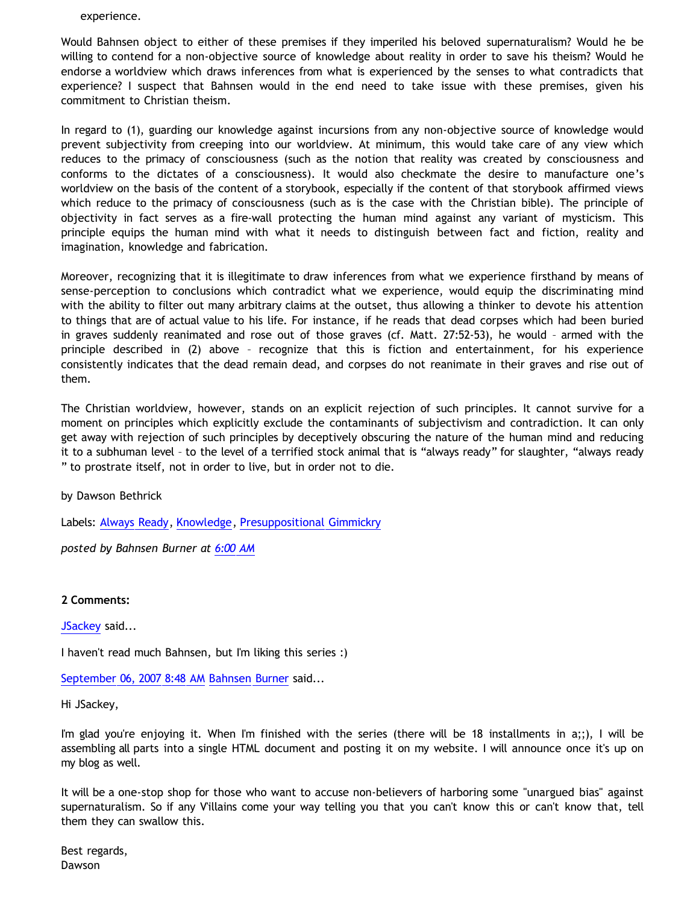experience.

Would Bahnsen object to either of these premises if they imperiled his beloved supernaturalism? Would he be willing to contend for a non-objective source of knowledge about reality in order to save his theism? Would he endorse a worldview which draws inferences from what is experienced by the senses to what contradicts that experience? I suspect that Bahnsen would in the end need to take issue with these premises, given his commitment to Christian theism.

In regard to (1), guarding our knowledge against incursions from any non-objective source of knowledge would prevent subjectivity from creeping into our worldview. At minimum, this would take care of any view which reduces to the primacy of consciousness (such as the notion that reality was created by consciousness and conforms to the dictates of a consciousness). It would also checkmate the desire to manufacture one's worldview on the basis of the content of a storybook, especially if the content of that storybook affirmed views which reduce to the primacy of consciousness (such as is the case with the Christian bible). The principle of objectivity in fact serves as a fire-wall protecting the human mind against any variant of mysticism. This principle equips the human mind with what it needs to distinguish between fact and fiction, reality and imagination, knowledge and fabrication.

Moreover, recognizing that it is illegitimate to draw inferences from what we experience firsthand by means of sense-perception to conclusions which contradict what we experience, would equip the discriminating mind with the ability to filter out many arbitrary claims at the outset, thus allowing a thinker to devote his attention to things that are of actual value to his life. For instance, if he reads that dead corpses which had been buried in graves suddenly reanimated and rose out of those graves (cf. Matt. 27:52-53), he would – armed with the principle described in (2) above – recognize that this is fiction and entertainment, for his experience consistently indicates that the dead remain dead, and corpses do not reanimate in their graves and rise out of them.

The Christian worldview, however, stands on an explicit rejection of such principles. It cannot survive for a moment on principles which explicitly exclude the contaminants of subjectivism and contradiction. It can only get away with rejection of such principles by deceptively obscuring the nature of the human mind and reducing it to a subhuman level – to the level of a terrified stock animal that is "always ready" for slaughter, "always ready" to prostrate itself, not in order to live, but in order not to die.

by Dawson Bethrick

Labels: Always Ready, Knowledge, Presuppositional Gimmickry

*posted by Bahnsen Burner at 6:00 AM*

**2 Comments:**

JSackey said...

I haven't read much Bahnsen, but I'm liking this series :)

September 06, 2007 8:48 AM Bahnsen Burner said...

Hi JSackey,

I'm glad you're enjoying it. When I'm finished with the series (there will be 18 installments in a;;), I will be assembling all parts into a single HTML document and posting it on my website. I will announce once it's up on my blog as well.

It will be a one-stop shop for those who want to accuse non-believers of harboring some "unargued bias" against supernaturalism. So if any V'illains come your way telling you that you can't know this or can't know that, tell them they can swallow this.

Best regards,
Dawson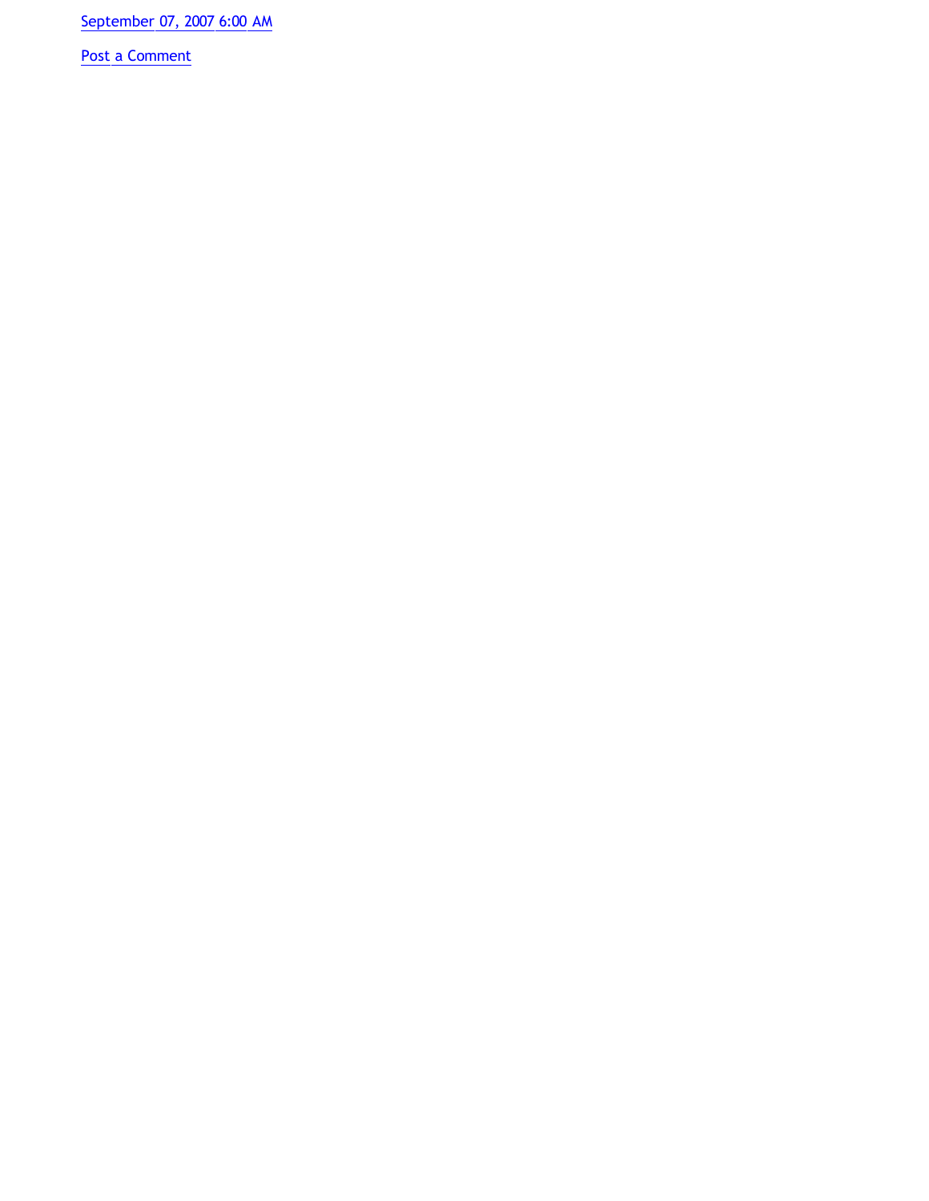September 07, 2007 6:00 AM

Post a Comment